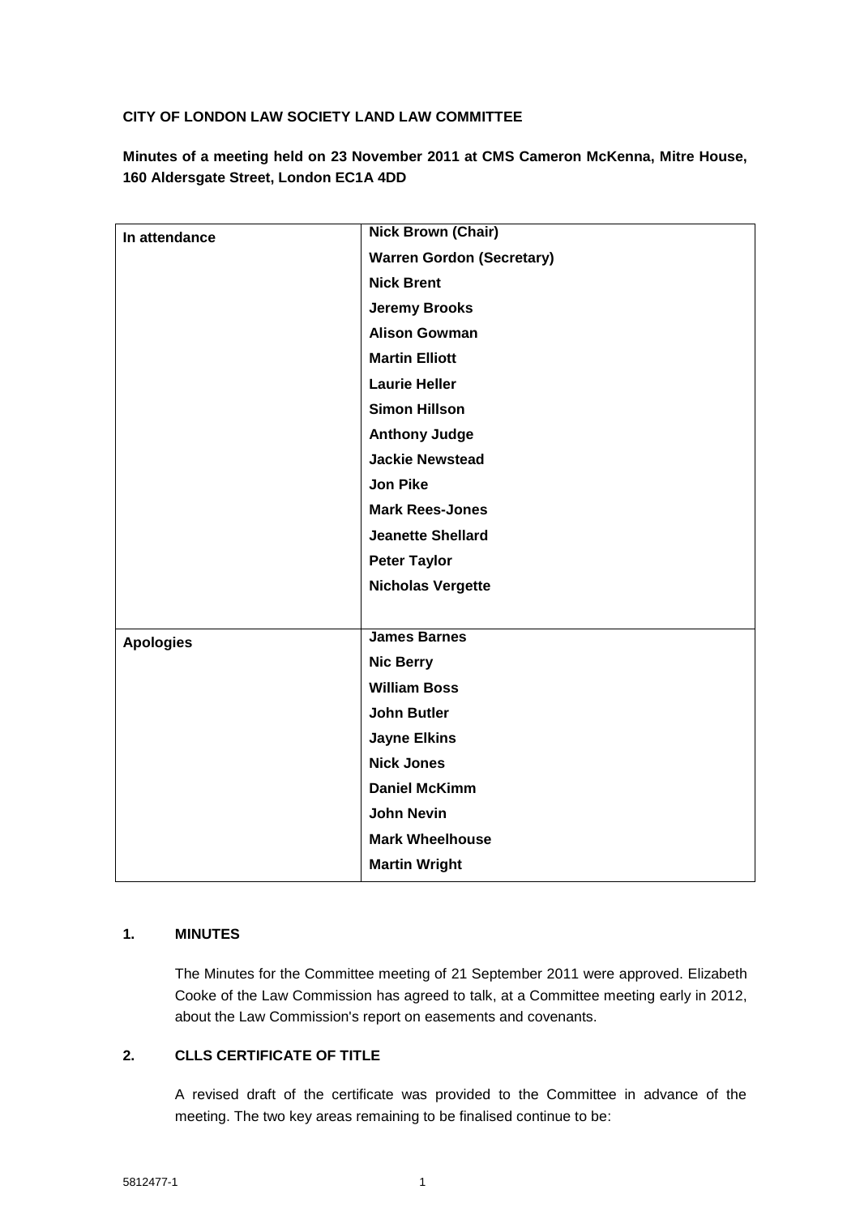**CITY OF LONDON LAW SOCIETY LAND LAW COMMITTEE**

**Minutes of a meeting held on 23 November 2011 at CMS Cameron McKenna, Mitre House, 160 Aldersgate Street, London EC1A 4DD**

| | |
|---|---|
| **In attendance** | **Nick Brown (Chair)** |
| | **Warren Gordon (Secretary)** |
| | **Nick Brent** |
| | **Jeremy Brooks** |
| | **Alison Gowman** |
| | **Martin Elliott** |
| | **Laurie Heller** |
| | **Simon Hillson** |
| | **Anthony Judge** |
| | **Jackie Newstead** |
| | **Jon Pike** |
| | **Mark Rees-Jones** |
| | **Jeanette Shellard** |
| | **Peter Taylor** |
| | **Nicholas Vergette** |
| **Apologies** | **James Barnes** |
| | **Nic Berry** |
| | **William Boss** |
| | **John Butler** |
| | **Jayne Elkins** |
| | **Nick Jones** |
| | **Daniel McKimm** |
| | **John Nevin** |
| | **Mark Wheelhouse** |
| | **Martin Wright** |

**1. MINUTES**

The Minutes for the Committee meeting of 21 September 2011 were approved. Elizabeth Cooke of the Law Commission has agreed to talk, at a Committee meeting early in 2012, about the Law Commission's report on easements and covenants.

**2. CLLS CERTIFICATE OF TITLE**

A revised draft of the certificate was provided to the Committee in advance of the meeting. The two key areas remaining to be finalised continue to be: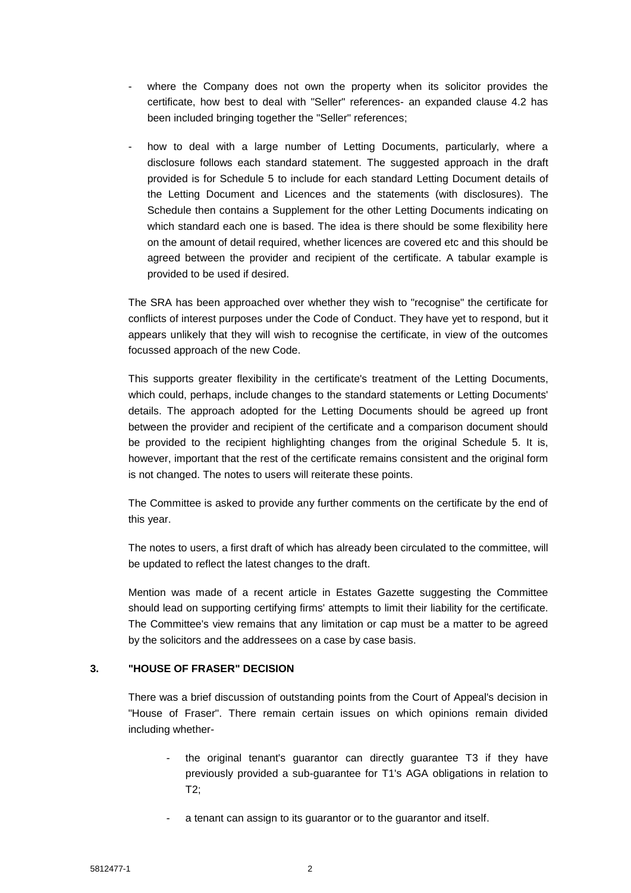- where the Company does not own the property when its solicitor provides the certificate, how best to deal with "Seller" references- an expanded clause 4.2 has been included bringing together the "Seller" references;

- how to deal with a large number of Letting Documents, particularly, where a disclosure follows each standard statement. The suggested approach in the draft provided is for Schedule 5 to include for each standard Letting Document details of the Letting Document and Licences and the statements (with disclosures). The Schedule then contains a Supplement for the other Letting Documents indicating on which standard each one is based. The idea is there should be some flexibility here on the amount of detail required, whether licences are covered etc and this should be agreed between the provider and recipient of the certificate. A tabular example is provided to be used if desired.

The SRA has been approached over whether they wish to "recognise" the certificate for conflicts of interest purposes under the Code of Conduct. They have yet to respond, but it appears unlikely that they will wish to recognise the certificate, in view of the outcomes focussed approach of the new Code.

This supports greater flexibility in the certificate's treatment of the Letting Documents, which could, perhaps, include changes to the standard statements or Letting Documents' details. The approach adopted for the Letting Documents should be agreed up front between the provider and recipient of the certificate and a comparison document should be provided to the recipient highlighting changes from the original Schedule 5. It is, however, important that the rest of the certificate remains consistent and the original form is not changed. The notes to users will reiterate these points.

The Committee is asked to provide any further comments on the certificate by the end of this year.

The notes to users, a first draft of which has already been circulated to the committee, will be updated to reflect the latest changes to the draft.

Mention was made of a recent article in Estates Gazette suggesting the Committee should lead on supporting certifying firms' attempts to limit their liability for the certificate. The Committee's view remains that any limitation or cap must be a matter to be agreed by the solicitors and the addressees on a case by case basis.

## 3. "HOUSE OF FRASER" DECISION

There was a brief discussion of outstanding points from the Court of Appeal's decision in "House of Fraser". There remain certain issues on which opinions remain divided including whether-

- the original tenant's guarantor can directly guarantee T3 if they have previously provided a sub-guarantee for T1's AGA obligations in relation to T2;

- a tenant can assign to its guarantor or to the guarantor and itself.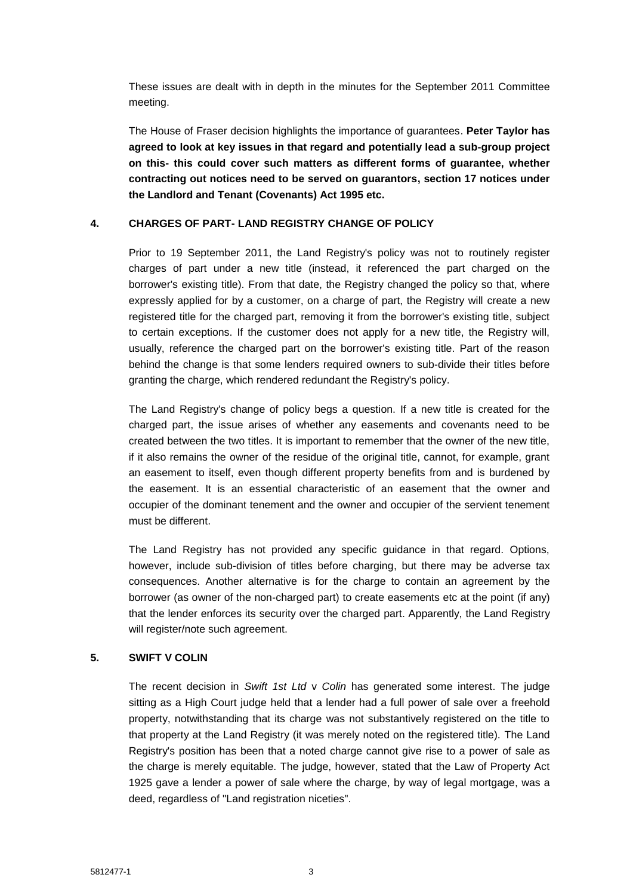These issues are dealt with in depth in the minutes for the September 2011 Committee meeting.

The House of Fraser decision highlights the importance of guarantees. **Peter Taylor has agreed to look at key issues in that regard and potentially lead a sub-group project on this- this could cover such matters as different forms of guarantee, whether contracting out notices need to be served on guarantors, section 17 notices under the Landlord and Tenant (Covenants) Act 1995 etc.**

## 4. CHARGES OF PART- LAND REGISTRY CHANGE OF POLICY

Prior to 19 September 2011, the Land Registry's policy was not to routinely register charges of part under a new title (instead, it referenced the part charged on the borrower's existing title). From that date, the Registry changed the policy so that, where expressly applied for by a customer, on a charge of part, the Registry will create a new registered title for the charged part, removing it from the borrower's existing title, subject to certain exceptions. If the customer does not apply for a new title, the Registry will, usually, reference the charged part on the borrower's existing title. Part of the reason behind the change is that some lenders required owners to sub-divide their titles before granting the charge, which rendered redundant the Registry's policy.

The Land Registry's change of policy begs a question. If a new title is created for the charged part, the issue arises of whether any easements and covenants need to be created between the two titles. It is important to remember that the owner of the new title, if it also remains the owner of the residue of the original title, cannot, for example, grant an easement to itself, even though different property benefits from and is burdened by the easement. It is an essential characteristic of an easement that the owner and occupier of the dominant tenement and the owner and occupier of the servient tenement must be different.

The Land Registry has not provided any specific guidance in that regard. Options, however, include sub-division of titles before charging, but there may be adverse tax consequences. Another alternative is for the charge to contain an agreement by the borrower (as owner of the non-charged part) to create easements etc at the point (if any) that the lender enforces its security over the charged part. Apparently, the Land Registry will register/note such agreement.

## 5. SWIFT V COLIN

The recent decision in *Swift 1st Ltd* v *Colin* has generated some interest. The judge sitting as a High Court judge held that a lender had a full power of sale over a freehold property, notwithstanding that its charge was not substantively registered on the title to that property at the Land Registry (it was merely noted on the registered title). The Land Registry's position has been that a noted charge cannot give rise to a power of sale as the charge is merely equitable. The judge, however, stated that the Law of Property Act 1925 gave a lender a power of sale where the charge, by way of legal mortgage, was a deed, regardless of "Land registration niceties".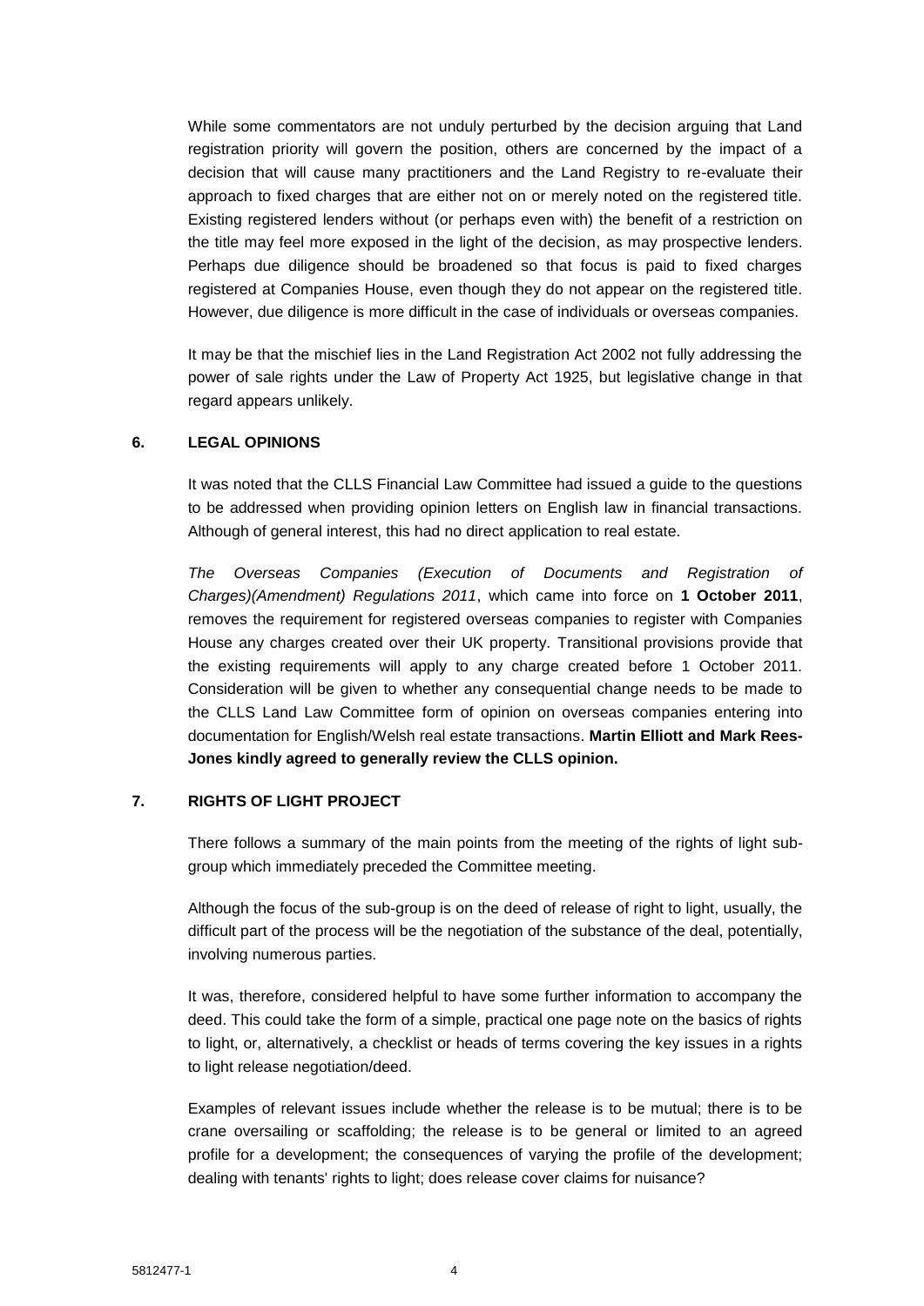While some commentators are not unduly perturbed by the decision arguing that Land registration priority will govern the position, others are concerned by the impact of a decision that will cause many practitioners and the Land Registry to re-evaluate their approach to fixed charges that are either not on or merely noted on the registered title. Existing registered lenders without (or perhaps even with) the benefit of a restriction on the title may feel more exposed in the light of the decision, as may prospective lenders. Perhaps due diligence should be broadened so that focus is paid to fixed charges registered at Companies House, even though they do not appear on the registered title. However, due diligence is more difficult in the case of individuals or overseas companies.

It may be that the mischief lies in the Land Registration Act 2002 not fully addressing the power of sale rights under the Law of Property Act 1925, but legislative change in that regard appears unlikely.

## 6. LEGAL OPINIONS

It was noted that the CLLS Financial Law Committee had issued a guide to the questions to be addressed when providing opinion letters on English law in financial transactions. Although of general interest, this had no direct application to real estate.

*The Overseas Companies (Execution of Documents and Registration of Charges)(Amendment) Regulations 2011*, which came into force on **1 October 2011**, removes the requirement for registered overseas companies to register with Companies House any charges created over their UK property. Transitional provisions provide that the existing requirements will apply to any charge created before 1 October 2011. Consideration will be given to whether any consequential change needs to be made to the CLLS Land Law Committee form of opinion on overseas companies entering into documentation for English/Welsh real estate transactions. **Martin Elliott and Mark Rees-Jones kindly agreed to generally review the CLLS opinion.**

## 7. RIGHTS OF LIGHT PROJECT

There follows a summary of the main points from the meeting of the rights of light sub-group which immediately preceded the Committee meeting.

Although the focus of the sub-group is on the deed of release of right to light, usually, the difficult part of the process will be the negotiation of the substance of the deal, potentially, involving numerous parties.

It was, therefore, considered helpful to have some further information to accompany the deed. This could take the form of a simple, practical one page note on the basics of rights to light, or, alternatively, a checklist or heads of terms covering the key issues in a rights to light release negotiation/deed.

Examples of relevant issues include whether the release is to be mutual; there is to be crane oversailing or scaffolding; the release is to be general or limited to an agreed profile for a development; the consequences of varying the profile of the development; dealing with tenants' rights to light; does release cover claims for nuisance?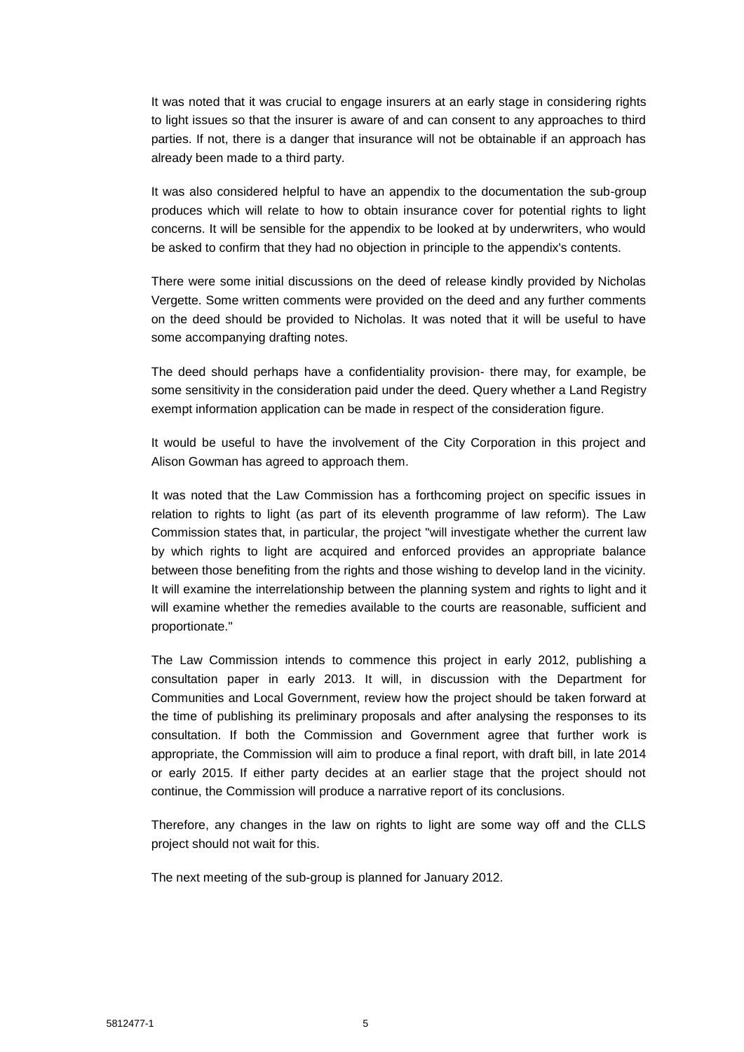It was noted that it was crucial to engage insurers at an early stage in considering rights to light issues so that the insurer is aware of and can consent to any approaches to third parties. If not, there is a danger that insurance will not be obtainable if an approach has already been made to a third party.

It was also considered helpful to have an appendix to the documentation the sub-group produces which will relate to how to obtain insurance cover for potential rights to light concerns. It will be sensible for the appendix to be looked at by underwriters, who would be asked to confirm that they had no objection in principle to the appendix's contents.

There were some initial discussions on the deed of release kindly provided by Nicholas Vergette. Some written comments were provided on the deed and any further comments on the deed should be provided to Nicholas. It was noted that it will be useful to have some accompanying drafting notes.

The deed should perhaps have a confidentiality provision- there may, for example, be some sensitivity in the consideration paid under the deed. Query whether a Land Registry exempt information application can be made in respect of the consideration figure.

It would be useful to have the involvement of the City Corporation in this project and Alison Gowman has agreed to approach them.

It was noted that the Law Commission has a forthcoming project on specific issues in relation to rights to light (as part of its eleventh programme of law reform). The Law Commission states that, in particular, the project "will investigate whether the current law by which rights to light are acquired and enforced provides an appropriate balance between those benefiting from the rights and those wishing to develop land in the vicinity. It will examine the interrelationship between the planning system and rights to light and it will examine whether the remedies available to the courts are reasonable, sufficient and proportionate."

The Law Commission intends to commence this project in early 2012, publishing a consultation paper in early 2013. It will, in discussion with the Department for Communities and Local Government, review how the project should be taken forward at the time of publishing its preliminary proposals and after analysing the responses to its consultation. If both the Commission and Government agree that further work is appropriate, the Commission will aim to produce a final report, with draft bill, in late 2014 or early 2015. If either party decides at an earlier stage that the project should not continue, the Commission will produce a narrative report of its conclusions.

Therefore, any changes in the law on rights to light are some way off and the CLLS project should not wait for this.

The next meeting of the sub-group is planned for January 2012.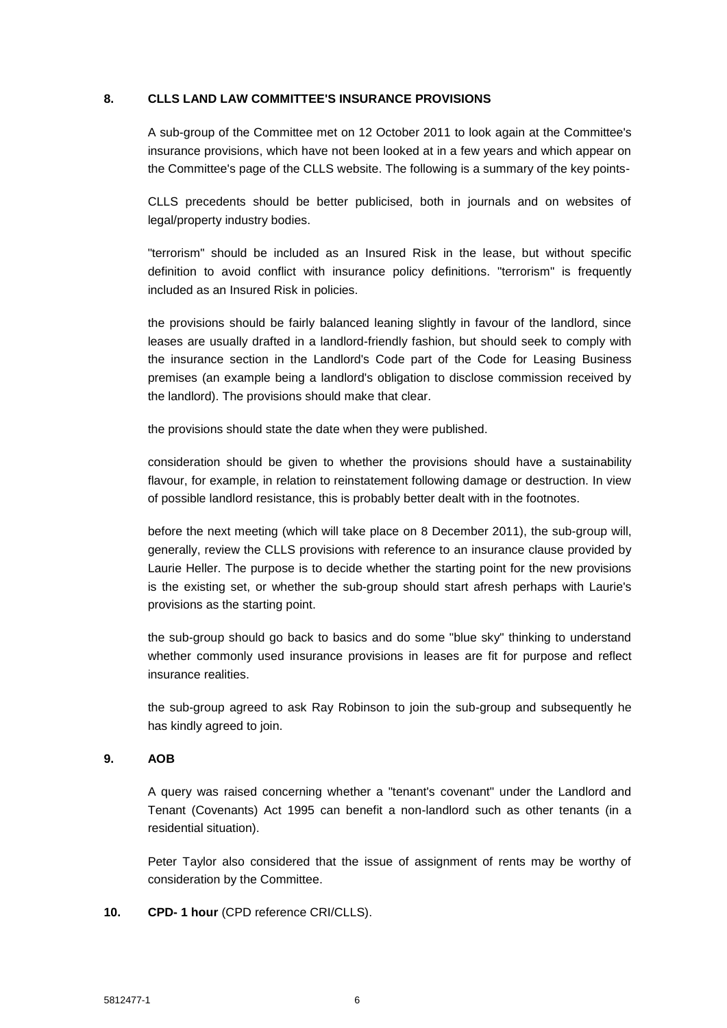## 8. CLLS LAND LAW COMMITTEE'S INSURANCE PROVISIONS

A sub-group of the Committee met on 12 October 2011 to look again at the Committee's insurance provisions, which have not been looked at in a few years and which appear on the Committee's page of the CLLS website. The following is a summary of the key points-

CLLS precedents should be better publicised, both in journals and on websites of legal/property industry bodies.

"terrorism" should be included as an Insured Risk in the lease, but without specific definition to avoid conflict with insurance policy definitions. "terrorism" is frequently included as an Insured Risk in policies.

the provisions should be fairly balanced leaning slightly in favour of the landlord, since leases are usually drafted in a landlord-friendly fashion, but should seek to comply with the insurance section in the Landlord's Code part of the Code for Leasing Business premises (an example being a landlord's obligation to disclose commission received by the landlord). The provisions should make that clear.

the provisions should state the date when they were published.

consideration should be given to whether the provisions should have a sustainability flavour, for example, in relation to reinstatement following damage or destruction. In view of possible landlord resistance, this is probably better dealt with in the footnotes.

before the next meeting (which will take place on 8 December 2011), the sub-group will, generally, review the CLLS provisions with reference to an insurance clause provided by Laurie Heller. The purpose is to decide whether the starting point for the new provisions is the existing set, or whether the sub-group should start afresh perhaps with Laurie's provisions as the starting point.

the sub-group should go back to basics and do some "blue sky" thinking to understand whether commonly used insurance provisions in leases are fit for purpose and reflect insurance realities.

the sub-group agreed to ask Ray Robinson to join the sub-group and subsequently he has kindly agreed to join.

## 9. AOB

A query was raised concerning whether a "tenant's covenant" under the Landlord and Tenant (Covenants) Act 1995 can benefit a non-landlord such as other tenants (in a residential situation).

Peter Taylor also considered that the issue of assignment of rents may be worthy of consideration by the Committee.

## 10. CPD- 1 hour (CPD reference CRI/CLLS).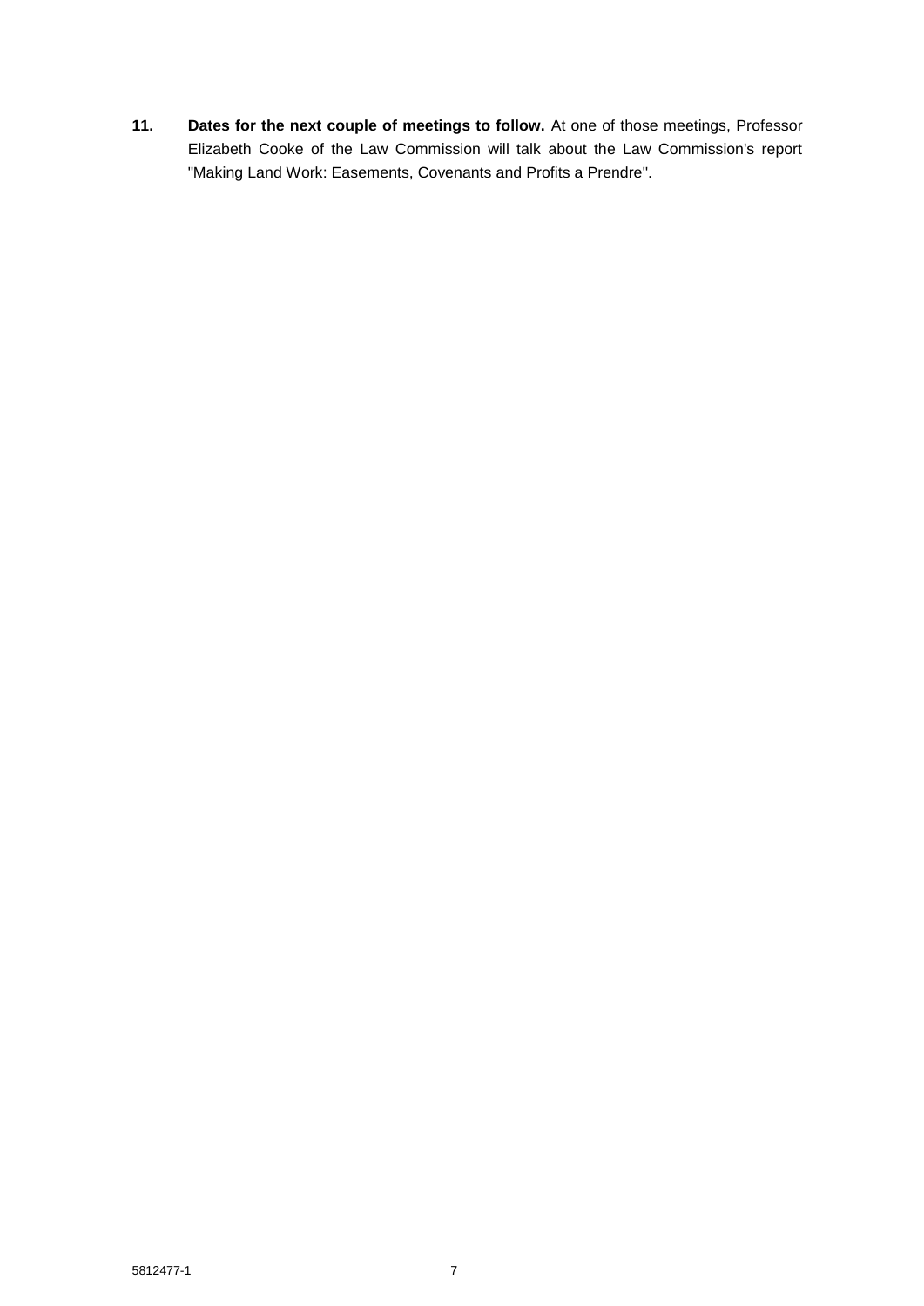11. **Dates for the next couple of meetings to follow.** At one of those meetings, Professor Elizabeth Cooke of the Law Commission will talk about the Law Commission's report "Making Land Work: Easements, Covenants and Profits a Prendre".